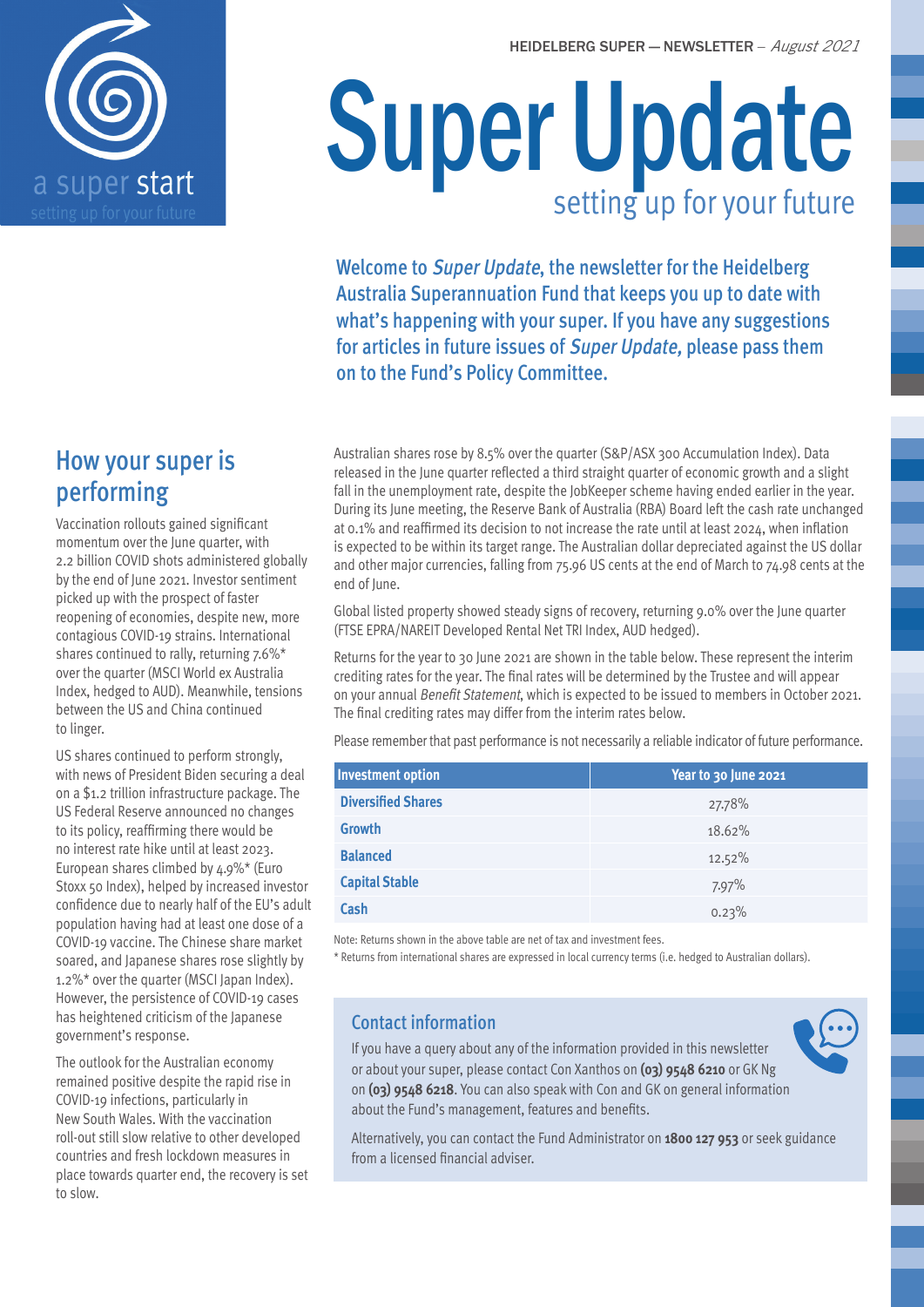HEIDELBERG SUPER — NEWSLETTER – *August 2021*

a super start

setting up for your future

# Super Update

setting up for your future

Welcome to *Super Update*, the newsletter for the Heidelberg Australia Superannuation Fund that keeps you up to date with what's happening with your super. If you have any suggestions for articles in future issues of *Super Update*, please pass them on to the Fund's Policy Committee.

## How your super is performing

Vaccination rollouts gained significant momentum over the June quarter, with 2.2 billion COVID shots administered globally by the end of June 2021. Investor sentiment picked up with the prospect of faster reopening of economies, despite new, more contagious COVID-19 strains. International shares continued to rally, returning 7.6%* over the quarter (MSCI World ex Australia Index, hedged to AUD). Meanwhile, tensions between the US and China continued to linger.

US shares continued to perform strongly, with news of President Biden securing a deal on a $1.2 trillion infrastructure package. The US Federal Reserve announced no changes to its policy, reaffirming there would be no interest rate hike until at least 2023. European shares climbed by 4.9%* (Euro Stoxx 50 Index), helped by increased investor confidence due to nearly half of the EU's adult population having had at least one dose of a COVID-19 vaccine. The Chinese share market soared, and Japanese shares rose slightly by 1.2%* over the quarter (MSCI Japan Index). However, the persistence of COVID-19 cases has heightened criticism of the Japanese government's response.

The outlook for the Australian economy remained positive despite the rapid rise in COVID-19 infections, particularly in New South Wales. With the vaccination roll-out still slow relative to other developed countries and fresh lockdown measures in place towards quarter end, the recovery is set to slow.

Australian shares rose by 8.5% over the quarter (S&P/ASX 300 Accumulation Index). Data released in the June quarter reflected a third straight quarter of economic growth and a slight fall in the unemployment rate, despite the JobKeeper scheme having ended earlier in the year. During its June meeting, the Reserve Bank of Australia (RBA) Board left the cash rate unchanged at 0.1% and reaffirmed its decision to not increase the rate until at least 2024, when inflation is expected to be within its target range. The Australian dollar depreciated against the US dollar and other major currencies, falling from 75.96 US cents at the end of March to 74.98 cents at the end of June.

Global listed property showed steady signs of recovery, returning 9.0% over the June quarter (FTSE EPRA/NAREIT Developed Rental Net TRI Index, AUD hedged).

Returns for the year to 30 June 2021 are shown in the table below. These represent the interim crediting rates for the year. The final rates will be determined by the Trustee and will appear on your annual *Benefit Statement*, which is expected to be issued to members in October 2021. The final crediting rates may differ from the interim rates below.

Please remember that past performance is not necessarily a reliable indicator of future performance.

| Investment option | Year to 30 June 2021 |
|---|---|
| **Diversified Shares** | 27.78% |
| **Growth** | 18.62% |
| **Balanced** | 12.52% |
| **Capital Stable** | 7.97% |
| **Cash** | 0.23% |

Note: Returns shown in the above table are net of tax and investment fees.

\* Returns from international shares are expressed in local currency terms (i.e. hedged to Australian dollars).

### Contact information

If you have a query about any of the information provided in this newsletter or about your super, please contact Con Xanthos on **(03) 9548 6210** or GK Ng on **(03) 9548 6218**. You can also speak with Con and GK on general information about the Fund's management, features and benefits.

Alternatively, you can contact the Fund Administrator on **1800 127 953** or seek guidance from a licensed financial adviser.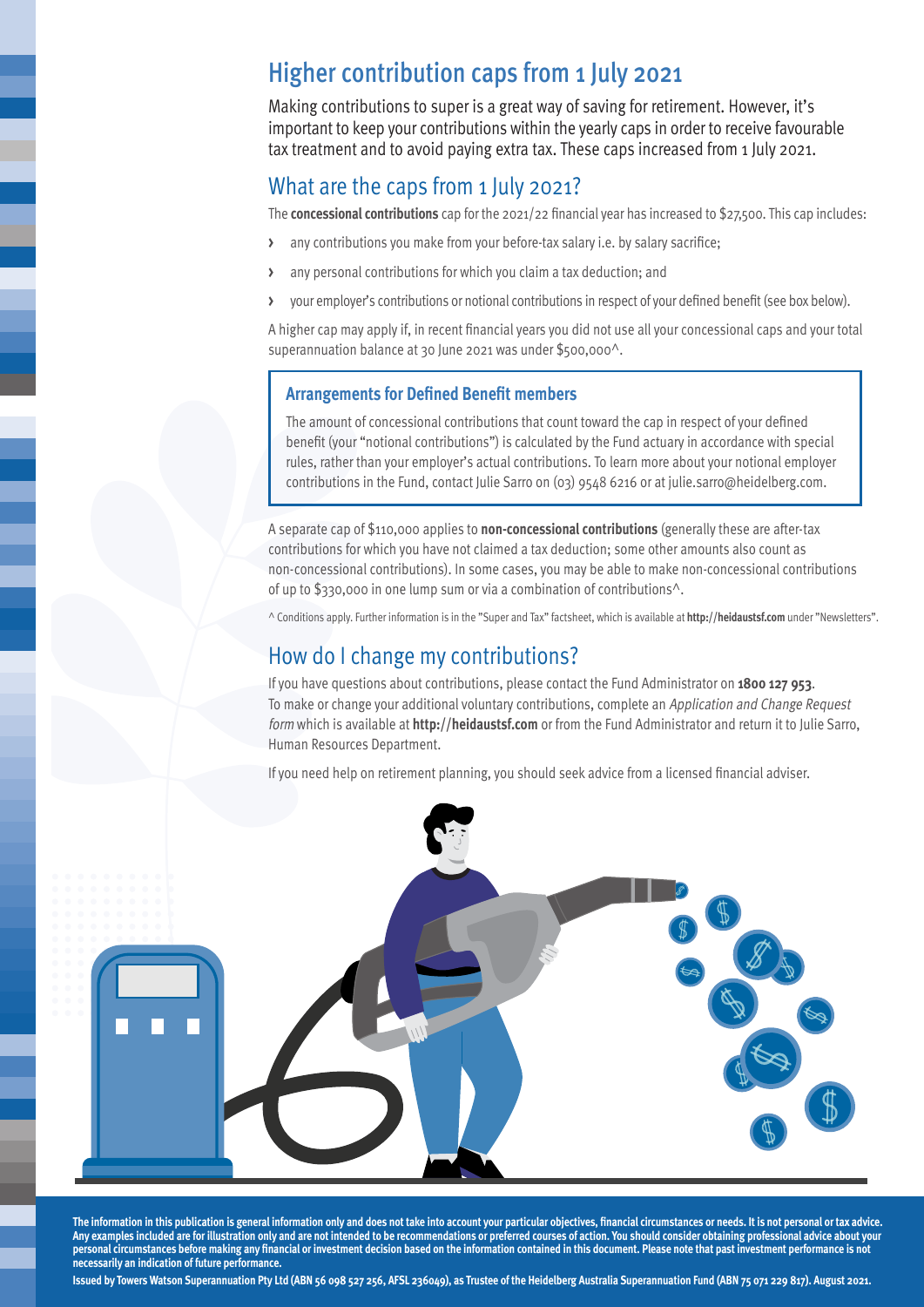# Higher contribution caps from 1 July 2021

Making contributions to super is a great way of saving for retirement. However, it's important to keep your contributions within the yearly caps in order to receive favourable tax treatment and to avoid paying extra tax. These caps increased from 1 July 2021.

## What are the caps from 1 July 2021?

The **concessional contributions** cap for the 2021/22 financial year has increased to $27,500. This cap includes:

- any contributions you make from your before-tax salary i.e. by salary sacrifice;
- any personal contributions for which you claim a tax deduction; and
- your employer's contributions or notional contributions in respect of your defined benefit (see box below).

A higher cap may apply if, in recent financial years you did not use all your concessional caps and your total superannuation balance at 30 June 2021 was under $500,000^.

### Arrangements for Defined Benefit members

The amount of concessional contributions that count toward the cap in respect of your defined benefit (your "notional contributions") is calculated by the Fund actuary in accordance with special rules, rather than your employer's actual contributions. To learn more about your notional employer contributions in the Fund, contact Julie Sarro on (03) 9548 6216 or at julie.sarro@heidelberg.com.

A separate cap of $110,000 applies to **non-concessional contributions** (generally these are after-tax contributions for which you have not claimed a tax deduction; some other amounts also count as non-concessional contributions). In some cases, you may be able to make non-concessional contributions of up to $330,000 in one lump sum or via a combination of contributions^.

^ Conditions apply. Further information is in the "Super and Tax" factsheet, which is available at **http://heidaustsf.com** under "Newsletters".

## How do I change my contributions?

If you have questions about contributions, please contact the Fund Administrator on **1800 127 953**. To make or change your additional voluntary contributions, complete an *Application and Change Request form* which is available at **http://heidaustsf.com** or from the Fund Administrator and return it to Julie Sarro, Human Resources Department.

If you need help on retirement planning, you should seek advice from a licensed financial adviser.

**The information in this publication is general information only and does not take into account your particular objectives, financial circumstances or needs. It is not personal or tax advice. Any examples included are for illustration only and are not intended to be recommendations or preferred courses of action. You should consider obtaining professional advice about your personal circumstances before making any financial or investment decision based on the information contained in this document. Please note that past investment performance is not necessarily an indication of future performance.**

**Issued by Towers Watson Superannuation Pty Ltd (ABN 56 098 527 256, AFSL 236049), as Trustee of the Heidelberg Australia Superannuation Fund (ABN 75 071 229 817). August 2021.**